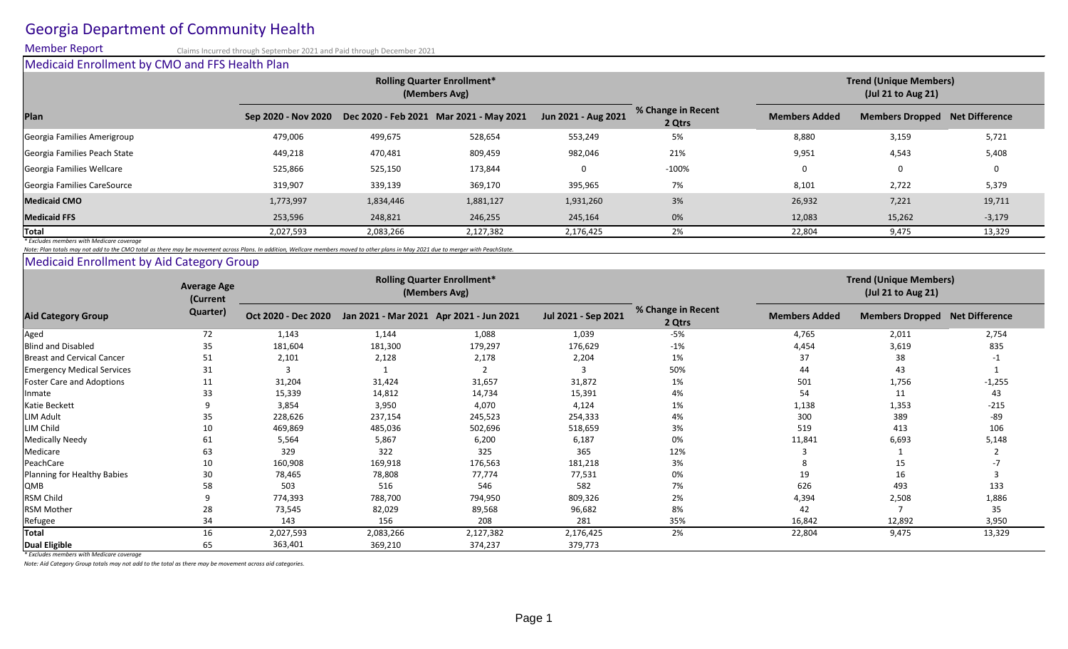# Georgia Department of Community Health

**Member Report** Claims Incurred through September 2021 and Paid through December 2021

## Medicaid Enrollment by CMO and FFS Health Plan

| | Rolling Quarter Enrollment* (Members Avg) | | | | | Trend (Unique Members) (Jul 21 to Aug 21) | | |
|---|---|---|---|---|---|---|---|---|
| **Plan** | **Sep 2020 - Nov 2020** | **Dec 2020 - Feb 2021** | **Mar 2021 - May 2021** | **Jun 2021 - Aug 2021** | **% Change in Recent 2 Qtrs** | **Members Added** | **Members Dropped** | **Net Difference** |
| Georgia Families Amerigroup | 479,006 | 499,675 | 528,654 | 553,249 | 5% | 8,880 | 3,159 | 5,721 |
| Georgia Families Peach State | 449,218 | 470,481 | 809,459 | 982,046 | 21% | 9,951 | 4,543 | 5,408 |
| Georgia Families Wellcare | 525,866 | 525,150 | 173,844 | 0 | -100% | 0 | 0 | 0 |
| Georgia Families CareSource | 319,907 | 339,139 | 369,170 | 395,965 | 7% | 8,101 | 2,722 | 5,379 |
| **Medicaid CMO** | 1,773,997 | 1,834,446 | 1,881,127 | 1,931,260 | 3% | 26,932 | 7,221 | 19,711 |
| **Medicaid FFS** | 253,596 | 248,821 | 246,255 | 245,164 | 0% | 12,083 | 15,262 | -3,179 |
| **Total** | 2,027,593 | 2,083,266 | 2,127,382 | 2,176,425 | 2% | 22,804 | 9,475 | 13,329 |

*\* Excludes members with Medicare coverage*

*Note: Plan totals may not add to the CMO total as there may be movement across Plans. In addition, Wellcare members moved to other plans in May 2021 due to merger with PeachState.*

## Medicaid Enrollment by Aid Category Group

| | Average Age (Current Quarter) | Rolling Quarter Enrollment* (Members Avg) | | | | | Trend (Unique Members) (Jul 21 to Aug 21) | | |
|---|---|---|---|---|---|---|---|---|---|
| **Aid Category Group** | | **Oct 2020 - Dec 2020** | **Jan 2021 - Mar 2021** | **Apr 2021 - Jun 2021** | **Jul 2021 - Sep 2021** | **% Change in Recent 2 Qtrs** | **Members Added** | **Members Dropped** | **Net Difference** |
| Aged | 72 | 1,143 | 1,144 | 1,088 | 1,039 | -5% | 4,765 | 2,011 | 2,754 |
| Blind and Disabled | 35 | 181,604 | 181,300 | 179,297 | 176,629 | -1% | 4,454 | 3,619 | 835 |
| Breast and Cervical Cancer | 51 | 2,101 | 2,128 | 2,178 | 2,204 | 1% | 37 | 38 | -1 |
| Emergency Medical Services | 31 | 3 | 1 | 2 | 3 | 50% | 44 | 43 | 1 |
| Foster Care and Adoptions | 11 | 31,204 | 31,424 | 31,657 | 31,872 | 1% | 501 | 1,756 | -1,255 |
| Inmate | 33 | 15,339 | 14,812 | 14,734 | 15,391 | 4% | 54 | 11 | 43 |
| Katie Beckett | 9 | 3,854 | 3,950 | 4,070 | 4,124 | 1% | 1,138 | 1,353 | -215 |
| LIM Adult | 35 | 228,626 | 237,154 | 245,523 | 254,333 | 4% | 300 | 389 | -89 |
| LIM Child | 10 | 469,869 | 485,036 | 502,696 | 518,659 | 3% | 519 | 413 | 106 |
| Medically Needy | 61 | 5,564 | 5,867 | 6,200 | 6,187 | 0% | 11,841 | 6,693 | 5,148 |
| Medicare | 63 | 329 | 322 | 325 | 365 | 12% | 3 | 1 | 2 |
| PeachCare | 10 | 160,908 | 169,918 | 176,563 | 181,218 | 3% | 8 | 15 | -7 |
| Planning for Healthy Babies | 30 | 78,465 | 78,808 | 77,774 | 77,531 | 0% | 19 | 16 | 3 |
| QMB | 58 | 503 | 516 | 546 | 582 | 7% | 626 | 493 | 133 |
| RSM Child | 9 | 774,393 | 788,700 | 794,950 | 809,326 | 2% | 4,394 | 2,508 | 1,886 |
| RSM Mother | 28 | 73,545 | 82,029 | 89,568 | 96,682 | 8% | 42 | 7 | 35 |
| Refugee | 34 | 143 | 156 | 208 | 281 | 35% | 16,842 | 12,892 | 3,950 |
| **Total** | 16 | 2,027,593 | 2,083,266 | 2,127,382 | 2,176,425 | 2% | 22,804 | 9,475 | 13,329 |
| **Dual Eligible** | 65 | 363,401 | 369,210 | 374,237 | 379,773 | | | | |

*\* Excludes members with Medicare coverage*

*Note: Aid Category Group totals may not add to the total as there may be movement across aid categories.*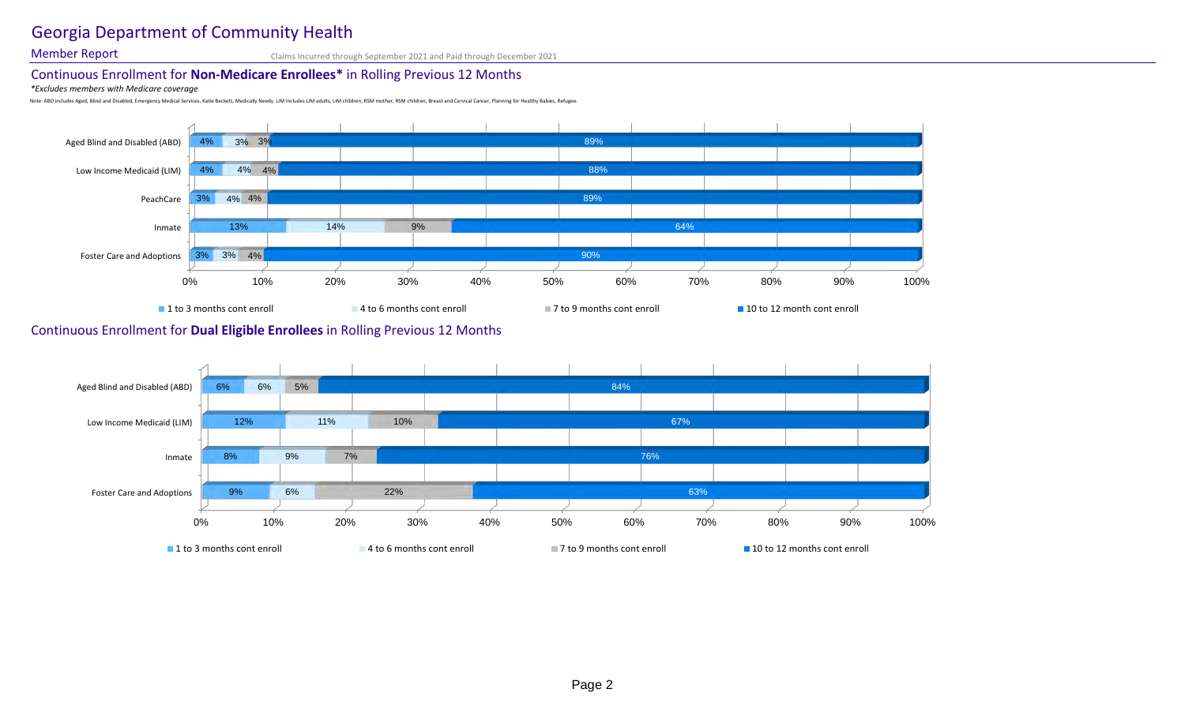# Georgia Department of Community Health

## Member Report

Claims Incurred through September 2021 and Paid through December 2021

### Continuous Enrollment for **Non-Medicare Enrollees*** in Rolling Previous 12 Months

*\*Excludes members with Medicare coverage*

Note: ABD includes Aged, Blind and Disabled, Emergency Medical Services, Katie Beckett, Medically Needy. LIM Includes LIM adults, LIM children, RSM mother, RSM children, Breast and Cervical Cancer, Planning for Healthy Babies, Refugee.

| Category | 1 to 3 months cont enroll | 4 to 6 months cont enroll | 7 to 9 months cont enroll | 10 to 12 month cont enroll |
|---|---|---|---|---|
| Aged Blind and Disabled (ABD) | 4% | 3% | 3% | 89% |
| Low Income Medicaid (LIM) | 4% | 4% | 4% | 88% |
| PeachCare | 3% | 4% | 4% | 89% |
| Inmate | 13% | 14% | 9% | 64% |
| Foster Care and Adoptions | 3% | 3% | 4% | 90% |

### Continuous Enrollment for **Dual Eligible Enrollees** in Rolling Previous 12 Months

| Category | 1 to 3 months cont enroll | 4 to 6 months cont enroll | 7 to 9 months cont enroll | 10 to 12 months cont enroll |
|---|---|---|---|---|
| Aged Blind and Disabled (ABD) | 6% | 6% | 5% | 84% |
| Low Income Medicaid (LIM) | 12% | 11% | 10% | 67% |
| Inmate | 8% | 9% | 7% | 76% |
| Foster Care and Adoptions | 9% | 6% | 22% | 63% |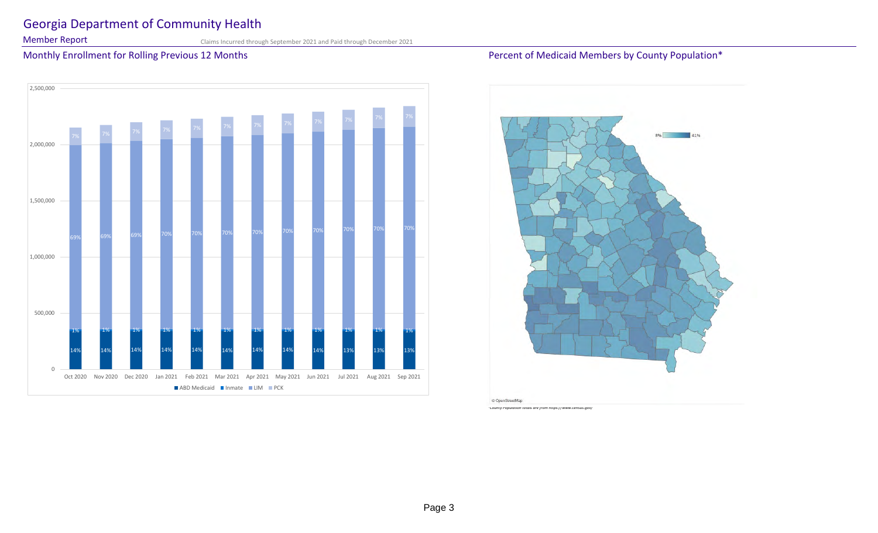# Georgia Department of Community Health

## Member Report

Claims Incurred through September 2021 and Paid through December 2021

### Monthly Enrollment for Rolling Previous 12 Months

2,500,000
2,000,000
1,500,000
1,000,000
500,000
0

Oct 2020: 14%, 1%, 69%, 7%
Nov 2020: 14%, 1%, 69%, 7%
Dec 2020: 14%, 1%, 69%, 7%
Jan 2021: 14%, 1%, 70%, 7%
Feb 2021: 14%, 1%, 70%, 7%
Mar 2021: 14%, 1%, 70%, 7%
Apr 2021: 14%, 1%, 70%, 7%
May 2021: 14%, 1%, 70%, 7%
Jun 2021: 14%, 1%, 70%, 7%
Jul 2021: 13%, 1%, 70%, 7%
Aug 2021: 13%, 1%, 70%, 7%
Sep 2021: 13%, 1%, 70%, 7%

ABD Medicaid ■ Inmate ■ LIM ■ PCK

### Percent of Medicaid Members by County Population*

8%
41%

© OpenStreetMap

*County Population totals are from https://www.census.gov/